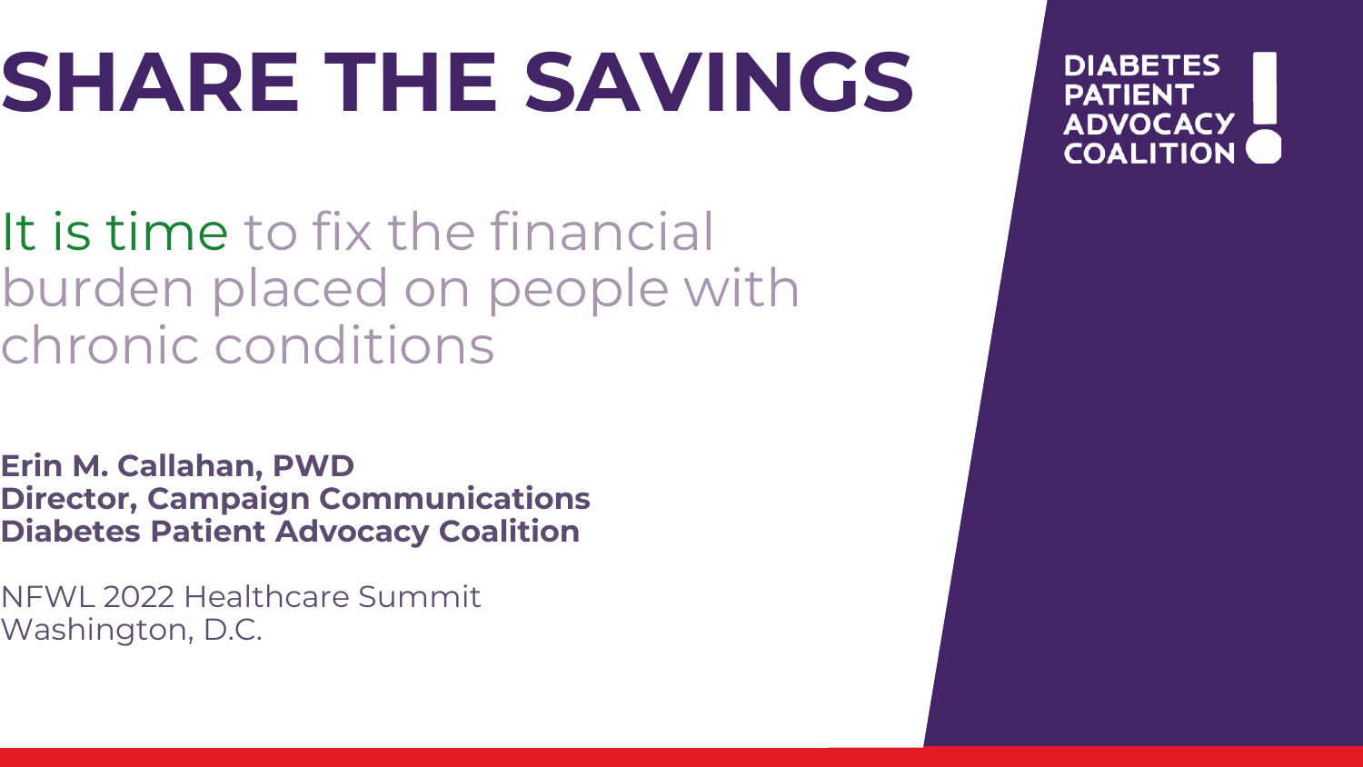# SHARE THE SAVINGS

It is time to fix the financial burden placed on people with chronic conditions

**Erin M. Callahan, PWD**
**Director, Campaign Communications**
**Diabetes Patient Advocacy Coalition**

NFWL 2022 Healthcare Summit
Washington, D.C.

DIABETES PATIENT ADVOCACY COALITION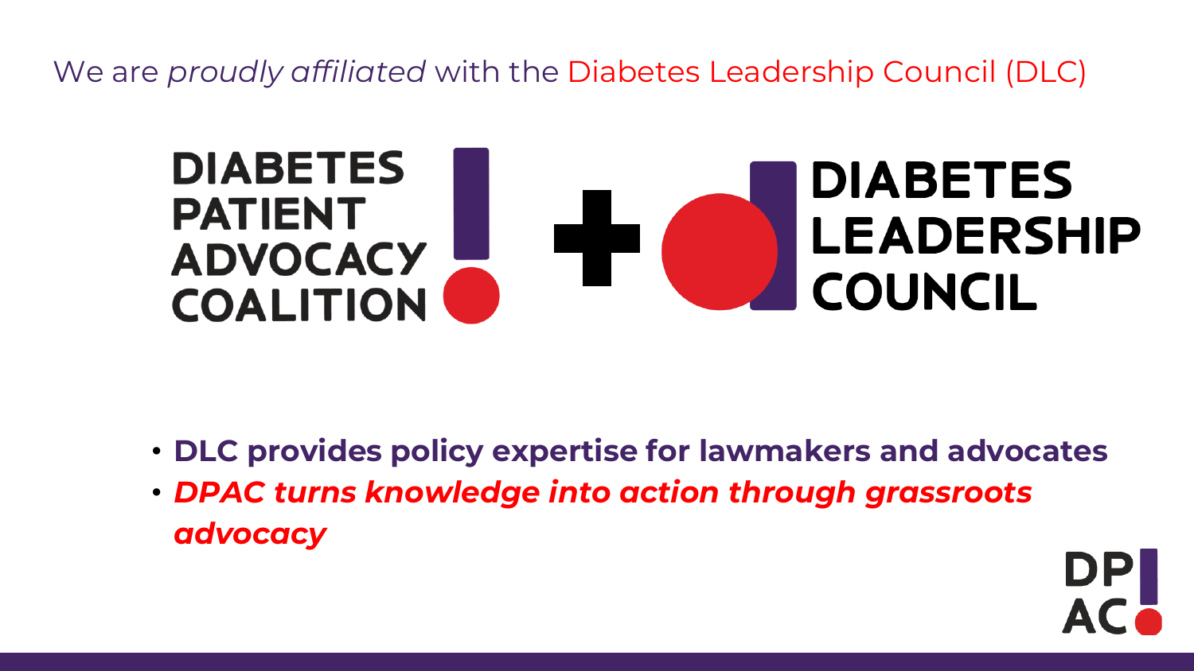We are *proudly affiliated* with the Diabetes Leadership Council (DLC)

DIABETES PATIENT ADVOCACY COALITION + DIABETES LEADERSHIP COUNCIL

- **DLC provides policy expertise for lawmakers and advocates**
- ***DPAC turns knowledge into action through grassroots advocacy***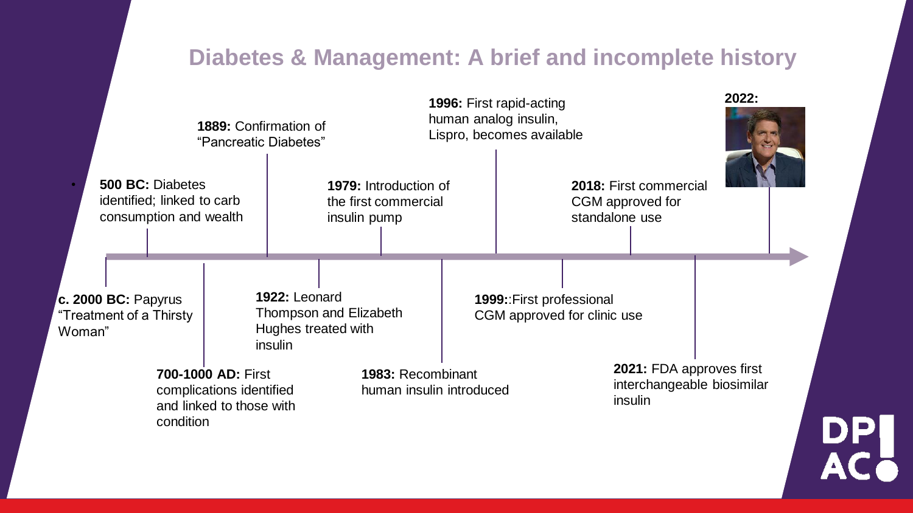## Diabetes & Management: A brief and incomplete history

- **c. 2000 BC:** Papyrus "Treatment of a Thirsty Woman"
- **500 BC:** Diabetes identified; linked to carb consumption and wealth
- **700-1000 AD:** First complications identified and linked to those with condition
- **1889:** Confirmation of "Pancreatic Diabetes"
- **1922:** Leonard Thompson and Elizabeth Hughes treated with insulin
- **1979:** Introduction of the first commercial insulin pump
- **1983:** Recombinant human insulin introduced
- **1996:** First rapid-acting human analog insulin, Lispro, becomes available
- **1999:**:First professional CGM approved for clinic use
- **2018:** First commercial CGM approved for standalone use
- **2021:** FDA approves first interchangeable biosimilar insulin
- **2022:**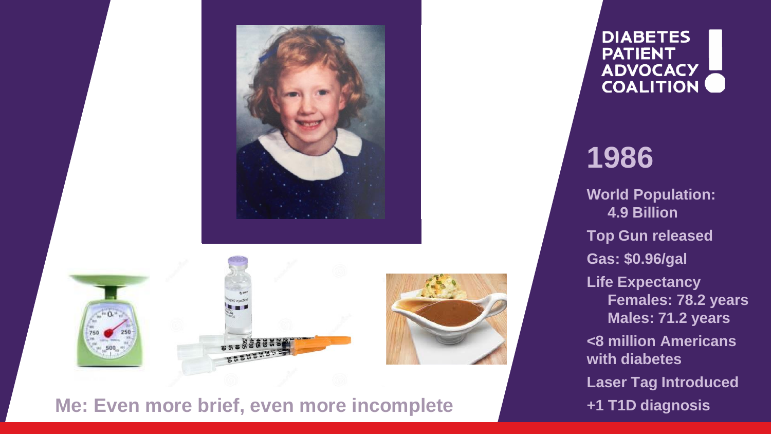**DIABETES PATIENT ADVOCACY COALITION**

# 1986

**World Population:**
**4.9 Billion**

**Top Gun released**

**Gas: $0.96/gal**

**Life Expectancy**
**Females: 78.2 years**
**Males: 71.2 years**

**<8 million Americans with diabetes**

**Laser Tag Introduced**

**+1 T1D diagnosis**

**Me: Even more brief, even more incomplete**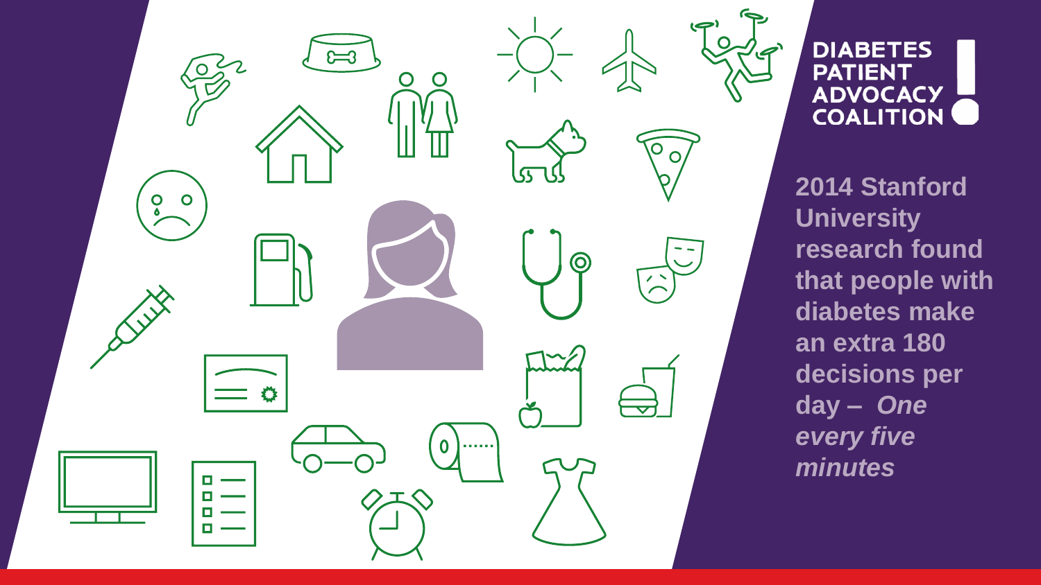**DIABETES PATIENT ADVOCACY COALITION**

**2014 Stanford University research found that people with diabetes make an extra 180 decisions per day –** ***One every five minutes***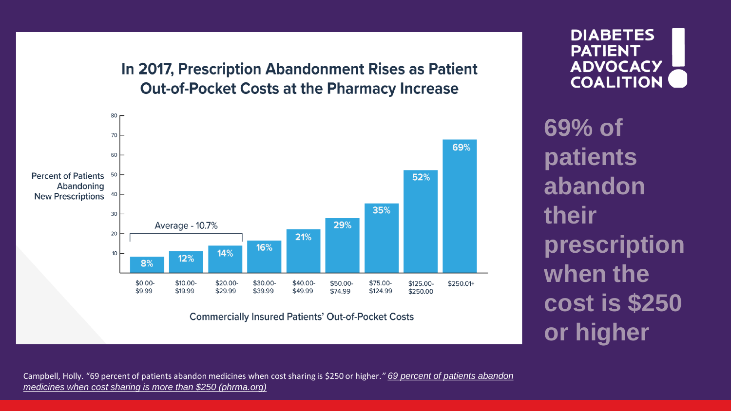## In 2017, Prescription Abandonment Rises as Patient Out-of-Pocket Costs at the Pharmacy Increase

Percent of Patients Abandoning New Prescriptions

| Commercially Insured Patients' Out-of-Pocket Costs | Percent of Patients Abandoning New Prescriptions |
| --- | --- |
| $0.00-$9.99 | 8% |
| $10.00-$19.99 | 12% |
| $20.00-$29.99 | 14% |
| $30.00-$39.99 | 16% |
| $40.00-$49.99 | 21% |
| $50.00-$74.99 | 29% |
| $75.00-$124.99 | 35% |
| $125.00-$250.00 | 52% |
| $250.01+ | 69% |

Average - 10.7% ($0.00-$29.99)

**DIABETES PATIENT ADVOCACY COALITION**

# 69% of patients abandon their prescription when the cost is $250 or higher

Campbell, Holly. "69 percent of patients abandon medicines when cost sharing is $250 or higher." *69 percent of patients abandon medicines when cost sharing is more than $250 (phrma.org)*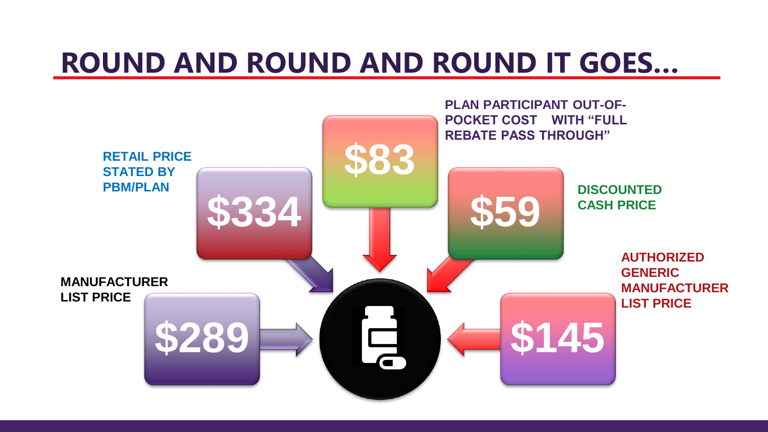# ROUND AND ROUND AND ROUND IT GOES…

**MANUFACTURER LIST PRICE**
**$289**

**RETAIL PRICE STATED BY PBM/PLAN**
**$334**

**PLAN PARTICIPANT OUT-OF-POCKET COST WITH "FULL REBATE PASS THROUGH"**
**$83**

**DISCOUNTED CASH PRICE**
**$59**

**AUTHORIZED GENERIC MANUFACTURER LIST PRICE**
**$145**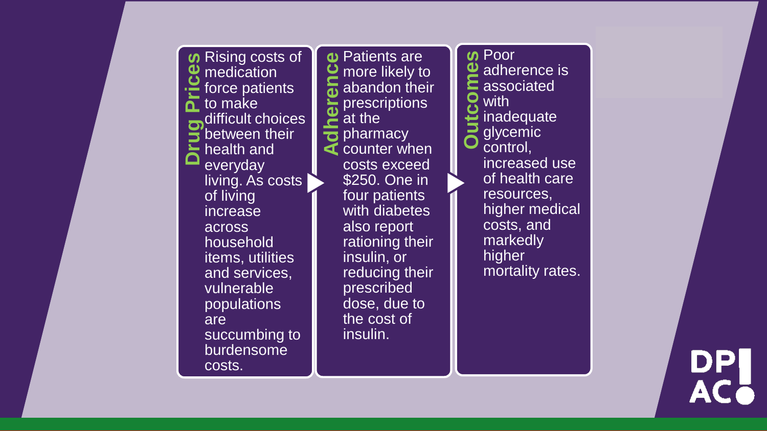## Drug Prices

Rising costs of medication force patients to make difficult choices between their health and everyday living. As costs of living increase across household items, utilities and services, vulnerable populations are succumbing to burdensome costs.

## Adherence

Patients are more likely to abandon their prescriptions at the pharmacy counter when costs exceed $250. One in four patients with diabetes also report rationing their insulin, or reducing their prescribed dose, due to the cost of insulin.

## Outcomes

Poor adherence is associated with inadequate glycemic control, increased use of health care resources, higher medical costs, and markedly higher mortality rates.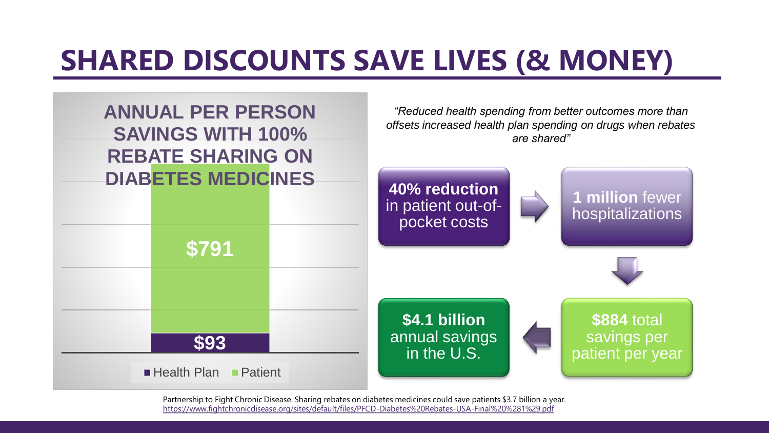# SHARED DISCOUNTS SAVE LIVES (& MONEY)

**ANNUAL PER PERSON SAVINGS WITH 100% REBATE SHARING ON DIABETES MEDICINES**

| | Savings |
|---|---|
| Patient | $791 |
| Health Plan | $93 |

*"Reduced health spending from better outcomes more than offsets increased health plan spending on drugs when rebates are shared"*

**40% reduction** in patient out-of-pocket costs → **1 million** fewer hospitalizations → **$884** total savings per patient per year → **$4.1 billion** annual savings in the U.S.

Partnership to Fight Chronic Disease. Sharing rebates on diabetes medicines could save patients $3.7 billion a year. https://www.fightchronicdisease.org/sites/default/files/PFCD-Diabetes%20Rebates-USA-Final%20%281%29.pdf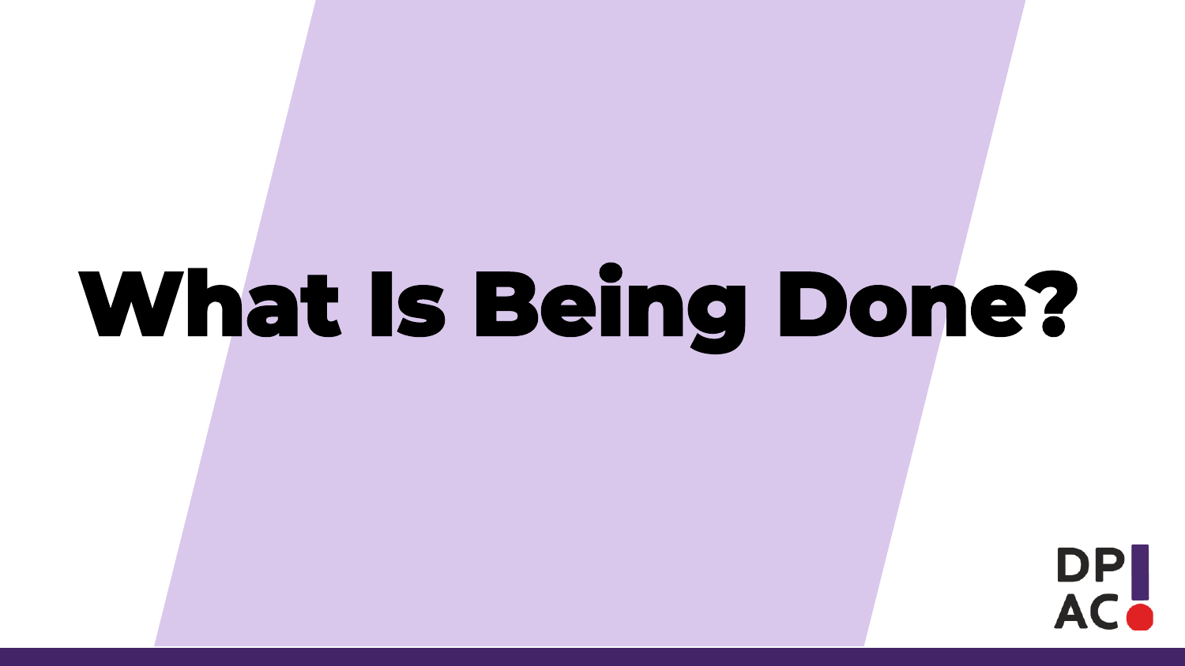# What Is Being Done?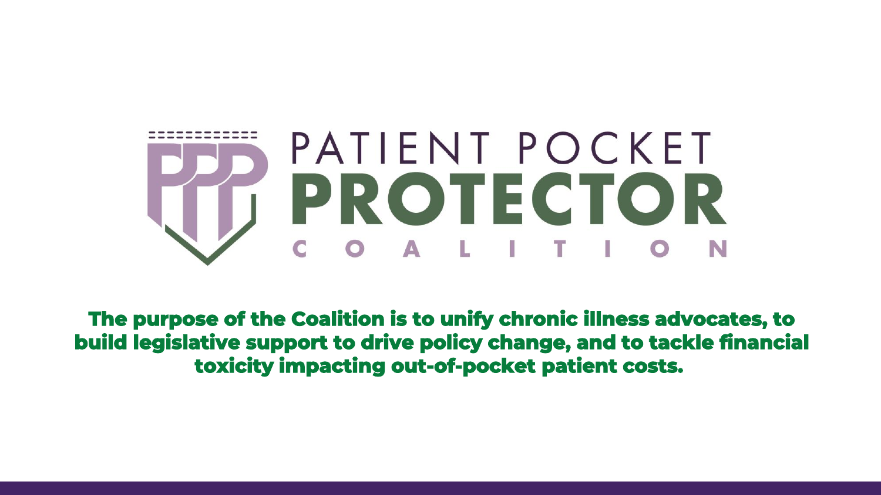# PATIENT POCKET PROTECTOR COALITION

**The purpose of the Coalition is to unify chronic illness advocates, to build legislative support to drive policy change, and to tackle financial toxicity impacting out-of-pocket patient costs.**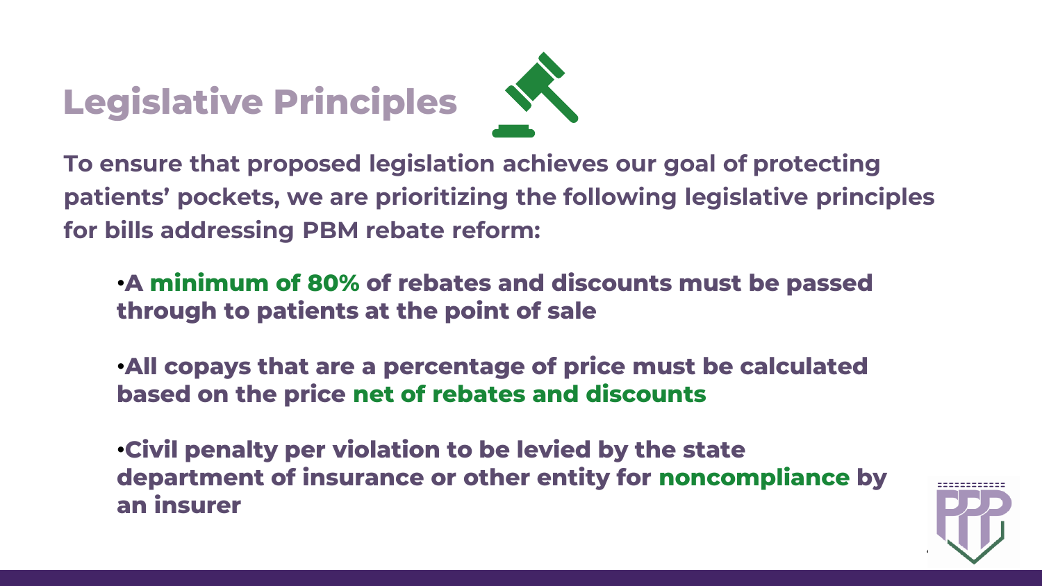# Legislative Principles

**To ensure that proposed legislation achieves our goal of protecting patients' pockets, we are prioritizing the following legislative principles for bills addressing PBM rebate reform:**

- **A minimum of 80% of rebates and discounts must be passed through to patients at the point of sale**
- **All copays that are a percentage of price must be calculated based on the price net of rebates and discounts**
- **Civil penalty per violation to be levied by the state department of insurance or other entity for noncompliance by an insurer**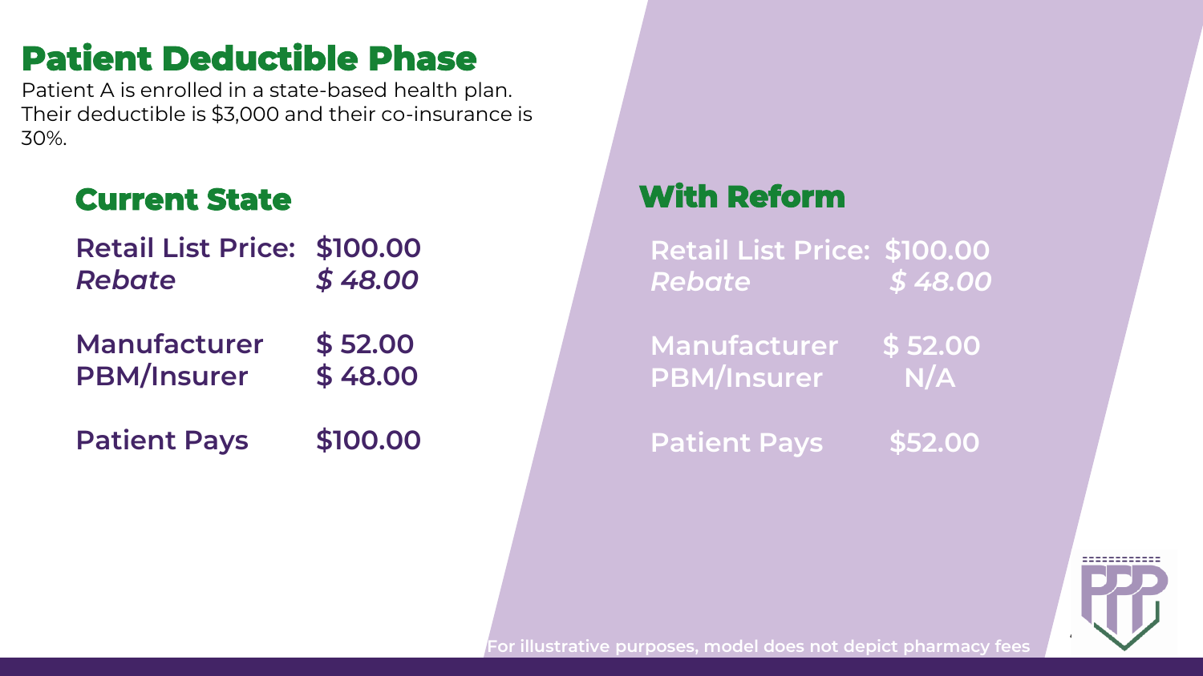# Patient Deductible Phase

Patient A is enrolled in a state-based health plan. Their deductible is $3,000 and their co-insurance is 30%.

## Current State

| | |
|---|---|
| Retail List Price: | $100.00 |
| *Rebate* | *$ 48.00* |
| Manufacturer | $ 52.00 |
| PBM/Insurer | $ 48.00 |
| Patient Pays | $100.00 |

## With Reform

| | |
|---|---|
| Retail List Price: | $100.00 |
| *Rebate* | *$ 48.00* |
| Manufacturer | $ 52.00 |
| PBM/Insurer | N/A |
| Patient Pays | $52.00 |

For illustrative purposes, model does not depict pharmacy fees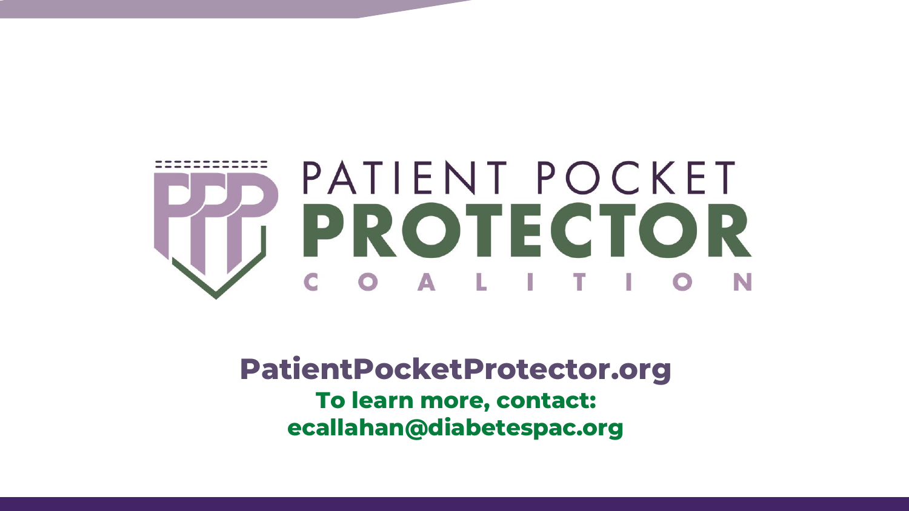PATIENT POCKET
# PROTECTOR
COALITION

**PatientPocketProtector.org**

**To learn more, contact:**
**ecallahan@diabetespac.org**